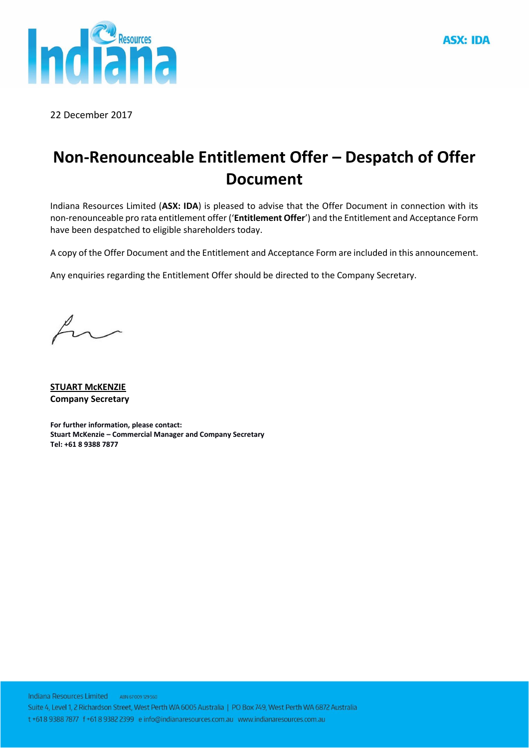ASX: IDA

22 December 2017

# Non-Renounceable Entitlement Offer – Despatch of Offer Document

Indiana Resources Limited (**ASX: IDA**) is pleased to advise that the Offer Document in connection with its non-renounceable pro rata entitlement offer ('**Entitlement Offer**') and the Entitlement and Acceptance Form have been despatched to eligible shareholders today.

A copy of the Offer Document and the Entitlement and Acceptance Form are included in this announcement.

Any enquiries regarding the Entitlement Offer should be directed to the Company Secretary.

**STUART McKENZIE**
**Company Secretary**

**For further information, please contact:**
**Stuart McKenzie – Commercial Manager and Company Secretary**
**Tel: +61 8 9388 7877**

Indiana Resources Limited ABN 67 009 129 560
Suite 4, Level 1, 2 Richardson Street, West Perth WA 6005 Australia | PO Box 749, West Perth WA 6872 Australia
t +61 8 9388 7877 f +61 8 9382 2399 e info@indianaresources.com.au www.indianaresources.com.au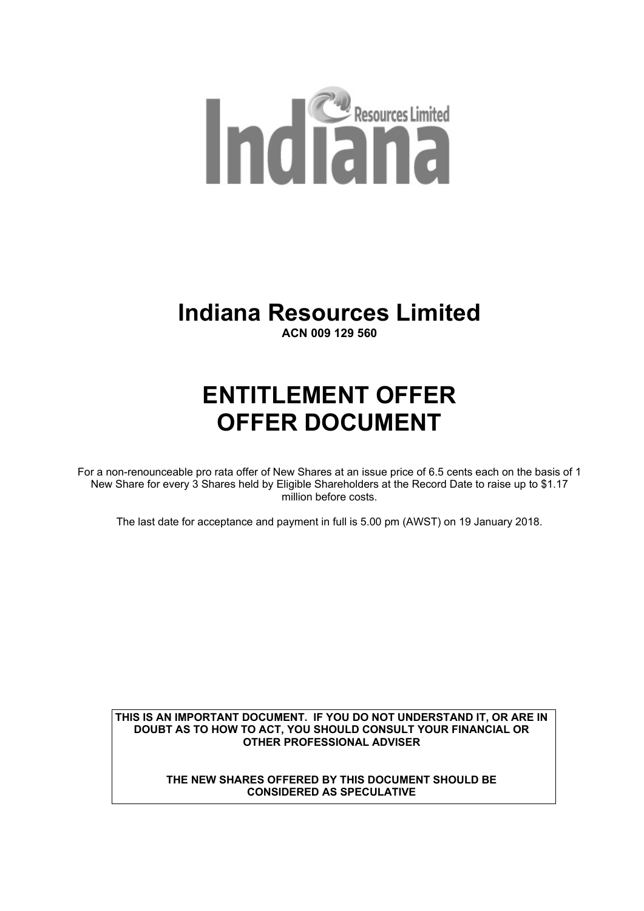# Indiana Resources Limited

**ACN 009 129 560**

# ENTITLEMENT OFFER
# OFFER DOCUMENT

For a non-renounceable pro rata offer of New Shares at an issue price of 6.5 cents each on the basis of 1 New Share for every 3 Shares held by Eligible Shareholders at the Record Date to raise up to $1.17 million before costs.

The last date for acceptance and payment in full is 5.00 pm (AWST) on 19 January 2018.

**THIS IS AN IMPORTANT DOCUMENT. IF YOU DO NOT UNDERSTAND IT, OR ARE IN DOUBT AS TO HOW TO ACT, YOU SHOULD CONSULT YOUR FINANCIAL OR OTHER PROFESSIONAL ADVISER**

**THE NEW SHARES OFFERED BY THIS DOCUMENT SHOULD BE CONSIDERED AS SPECULATIVE**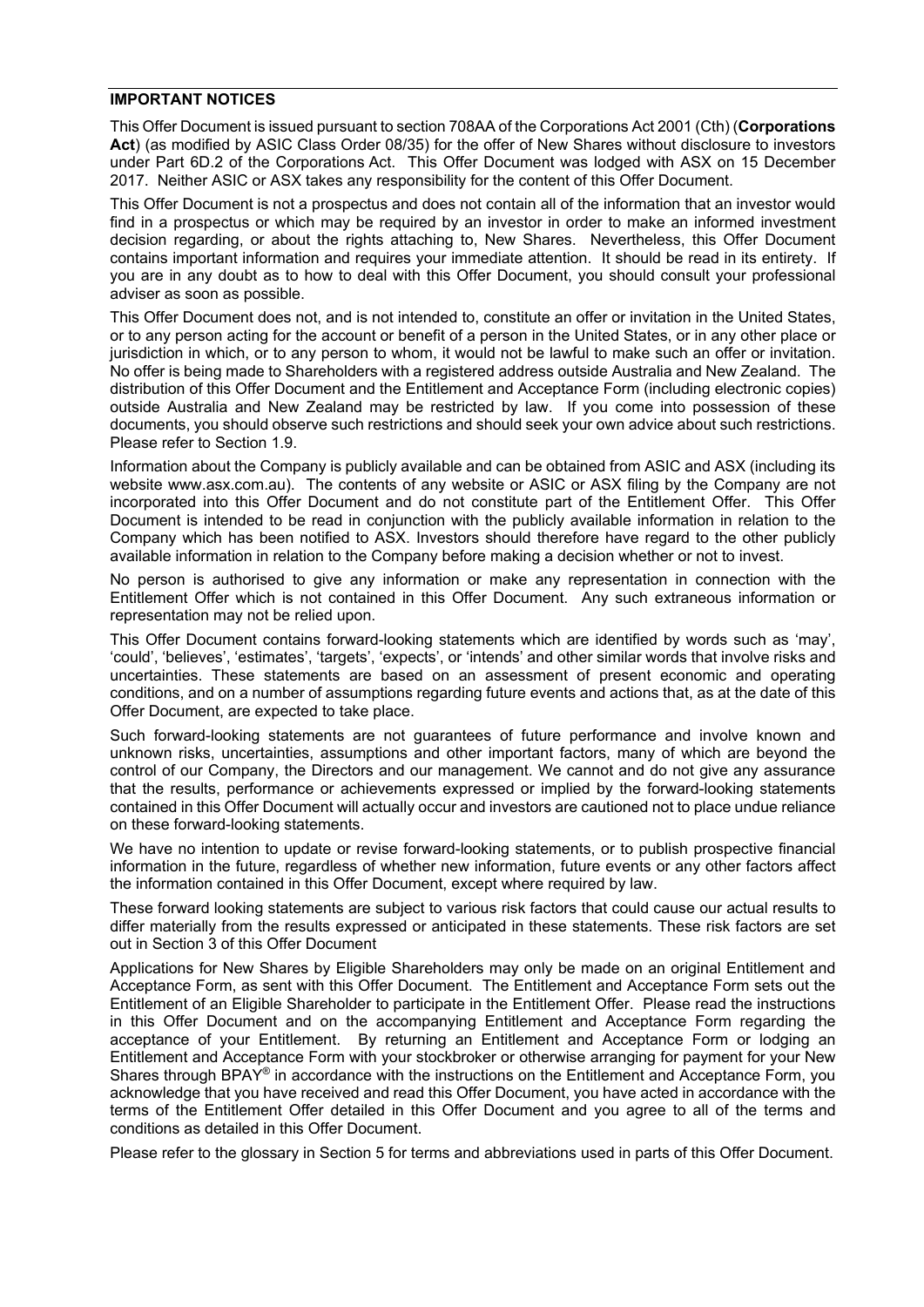## IMPORTANT NOTICES

This Offer Document is issued pursuant to section 708AA of the Corporations Act 2001 (Cth) (**Corporations Act**) (as modified by ASIC Class Order 08/35) for the offer of New Shares without disclosure to investors under Part 6D.2 of the Corporations Act. This Offer Document was lodged with ASX on 15 December 2017. Neither ASIC or ASX takes any responsibility for the content of this Offer Document.

This Offer Document is not a prospectus and does not contain all of the information that an investor would find in a prospectus or which may be required by an investor in order to make an informed investment decision regarding, or about the rights attaching to, New Shares. Nevertheless, this Offer Document contains important information and requires your immediate attention. It should be read in its entirety. If you are in any doubt as to how to deal with this Offer Document, you should consult your professional adviser as soon as possible.

This Offer Document does not, and is not intended to, constitute an offer or invitation in the United States, or to any person acting for the account or benefit of a person in the United States, or in any other place or jurisdiction in which, or to any person to whom, it would not be lawful to make such an offer or invitation. No offer is being made to Shareholders with a registered address outside Australia and New Zealand. The distribution of this Offer Document and the Entitlement and Acceptance Form (including electronic copies) outside Australia and New Zealand may be restricted by law. If you come into possession of these documents, you should observe such restrictions and should seek your own advice about such restrictions. Please refer to Section 1.9.

Information about the Company is publicly available and can be obtained from ASIC and ASX (including its website www.asx.com.au). The contents of any website or ASIC or ASX filing by the Company are not incorporated into this Offer Document and do not constitute part of the Entitlement Offer. This Offer Document is intended to be read in conjunction with the publicly available information in relation to the Company which has been notified to ASX. Investors should therefore have regard to the other publicly available information in relation to the Company before making a decision whether or not to invest.

No person is authorised to give any information or make any representation in connection with the Entitlement Offer which is not contained in this Offer Document. Any such extraneous information or representation may not be relied upon.

This Offer Document contains forward-looking statements which are identified by words such as 'may', 'could', 'believes', 'estimates', 'targets', 'expects', or 'intends' and other similar words that involve risks and uncertainties. These statements are based on an assessment of present economic and operating conditions, and on a number of assumptions regarding future events and actions that, as at the date of this Offer Document, are expected to take place.

Such forward-looking statements are not guarantees of future performance and involve known and unknown risks, uncertainties, assumptions and other important factors, many of which are beyond the control of our Company, the Directors and our management. We cannot and do not give any assurance that the results, performance or achievements expressed or implied by the forward-looking statements contained in this Offer Document will actually occur and investors are cautioned not to place undue reliance on these forward-looking statements.

We have no intention to update or revise forward-looking statements, or to publish prospective financial information in the future, regardless of whether new information, future events or any other factors affect the information contained in this Offer Document, except where required by law.

These forward looking statements are subject to various risk factors that could cause our actual results to differ materially from the results expressed or anticipated in these statements. These risk factors are set out in Section 3 of this Offer Document

Applications for New Shares by Eligible Shareholders may only be made on an original Entitlement and Acceptance Form, as sent with this Offer Document. The Entitlement and Acceptance Form sets out the Entitlement of an Eligible Shareholder to participate in the Entitlement Offer. Please read the instructions in this Offer Document and on the accompanying Entitlement and Acceptance Form regarding the acceptance of your Entitlement. By returning an Entitlement and Acceptance Form or lodging an Entitlement and Acceptance Form with your stockbroker or otherwise arranging for payment for your New Shares through BPAY® in accordance with the instructions on the Entitlement and Acceptance Form, you acknowledge that you have received and read this Offer Document, you have acted in accordance with the terms of the Entitlement Offer detailed in this Offer Document and you agree to all of the terms and conditions as detailed in this Offer Document.

Please refer to the glossary in Section 5 for terms and abbreviations used in parts of this Offer Document.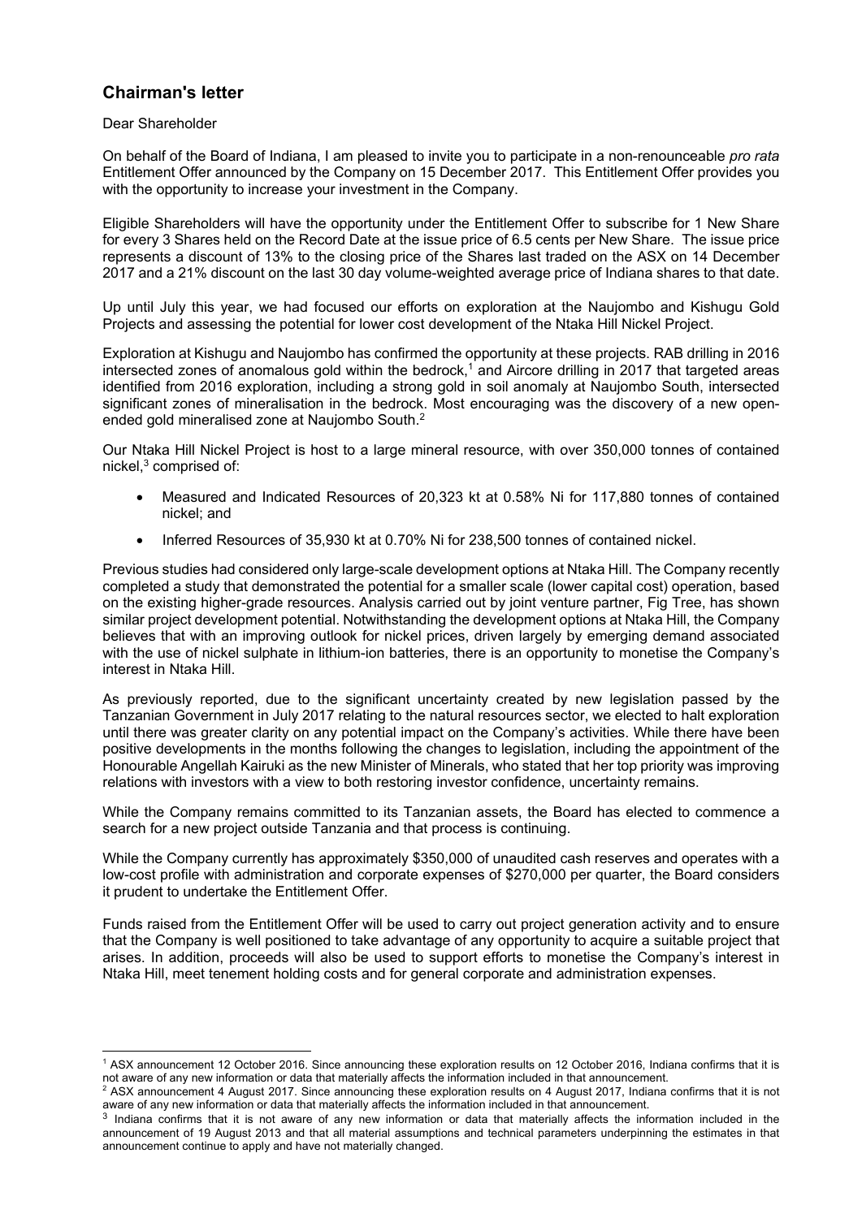## Chairman's letter

Dear Shareholder

On behalf of the Board of Indiana, I am pleased to invite you to participate in a non-renounceable *pro rata* Entitlement Offer announced by the Company on 15 December 2017. This Entitlement Offer provides you with the opportunity to increase your investment in the Company.

Eligible Shareholders will have the opportunity under the Entitlement Offer to subscribe for 1 New Share for every 3 Shares held on the Record Date at the issue price of 6.5 cents per New Share. The issue price represents a discount of 13% to the closing price of the Shares last traded on the ASX on 14 December 2017 and a 21% discount on the last 30 day volume-weighted average price of Indiana shares to that date.

Up until July this year, we had focused our efforts on exploration at the Naujombo and Kishugu Gold Projects and assessing the potential for lower cost development of the Ntaka Hill Nickel Project.

Exploration at Kishugu and Naujombo has confirmed the opportunity at these projects. RAB drilling in 2016 intersected zones of anomalous gold within the bedrock,[1] and Aircore drilling in 2017 that targeted areas identified from 2016 exploration, including a strong gold in soil anomaly at Naujombo South, intersected significant zones of mineralisation in the bedrock. Most encouraging was the discovery of a new open-ended gold mineralised zone at Naujombo South.[2]

Our Ntaka Hill Nickel Project is host to a large mineral resource, with over 350,000 tonnes of contained nickel,[3] comprised of:

- Measured and Indicated Resources of 20,323 kt at 0.58% Ni for 117,880 tonnes of contained nickel; and
- Inferred Resources of 35,930 kt at 0.70% Ni for 238,500 tonnes of contained nickel.

Previous studies had considered only large-scale development options at Ntaka Hill. The Company recently completed a study that demonstrated the potential for a smaller scale (lower capital cost) operation, based on the existing higher-grade resources. Analysis carried out by joint venture partner, Fig Tree, has shown similar project development potential. Notwithstanding the development options at Ntaka Hill, the Company believes that with an improving outlook for nickel prices, driven largely by emerging demand associated with the use of nickel sulphate in lithium-ion batteries, there is an opportunity to monetise the Company's interest in Ntaka Hill.

As previously reported, due to the significant uncertainty created by new legislation passed by the Tanzanian Government in July 2017 relating to the natural resources sector, we elected to halt exploration until there was greater clarity on any potential impact on the Company's activities. While there have been positive developments in the months following the changes to legislation, including the appointment of the Honourable Angellah Kairuki as the new Minister of Minerals, who stated that her top priority was improving relations with investors with a view to both restoring investor confidence, uncertainty remains.

While the Company remains committed to its Tanzanian assets, the Board has elected to commence a search for a new project outside Tanzania and that process is continuing.

While the Company currently has approximately $350,000 of unaudited cash reserves and operates with a low-cost profile with administration and corporate expenses of $270,000 per quarter, the Board considers it prudent to undertake the Entitlement Offer.

Funds raised from the Entitlement Offer will be used to carry out project generation activity and to ensure that the Company is well positioned to take advantage of any opportunity to acquire a suitable project that arises. In addition, proceeds will also be used to support efforts to monetise the Company's interest in Ntaka Hill, meet tenement holding costs and for general corporate and administration expenses.

---

[1] ASX announcement 12 October 2016. Since announcing these exploration results on 12 October 2016, Indiana confirms that it is not aware of any new information or data that materially affects the information included in that announcement.

[2] ASX announcement 4 August 2017. Since announcing these exploration results on 4 August 2017, Indiana confirms that it is not aware of any new information or data that materially affects the information included in that announcement.

[3] Indiana confirms that it is not aware of any new information or data that materially affects the information included in the announcement of 19 August 2013 and that all material assumptions and technical parameters underpinning the estimates in that announcement continue to apply and have not materially changed.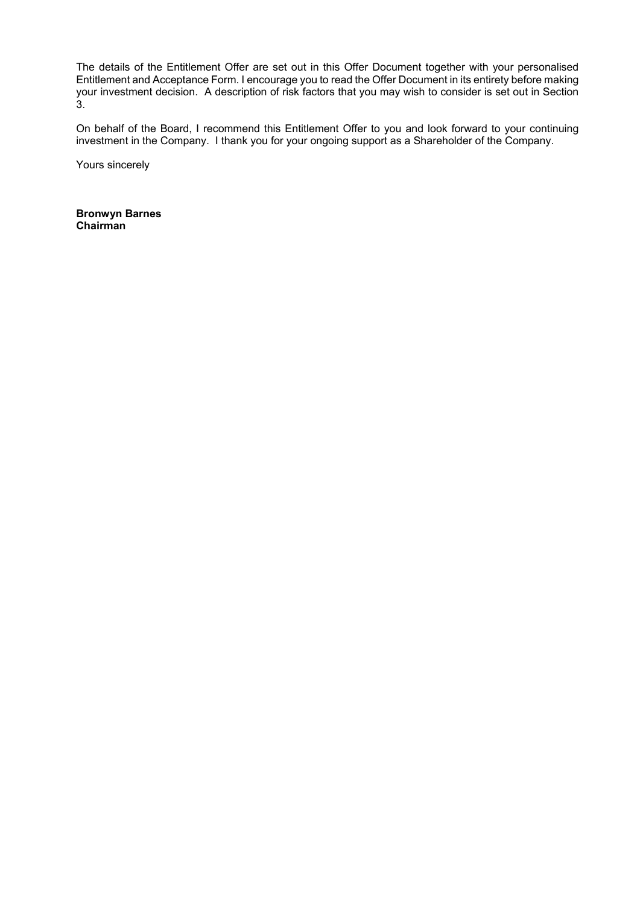The details of the Entitlement Offer are set out in this Offer Document together with your personalised Entitlement and Acceptance Form. I encourage you to read the Offer Document in its entirety before making your investment decision. A description of risk factors that you may wish to consider is set out in Section 3.

On behalf of the Board, I recommend this Entitlement Offer to you and look forward to your continuing investment in the Company. I thank you for your ongoing support as a Shareholder of the Company.

Yours sincerely

**Bronwyn Barnes**
**Chairman**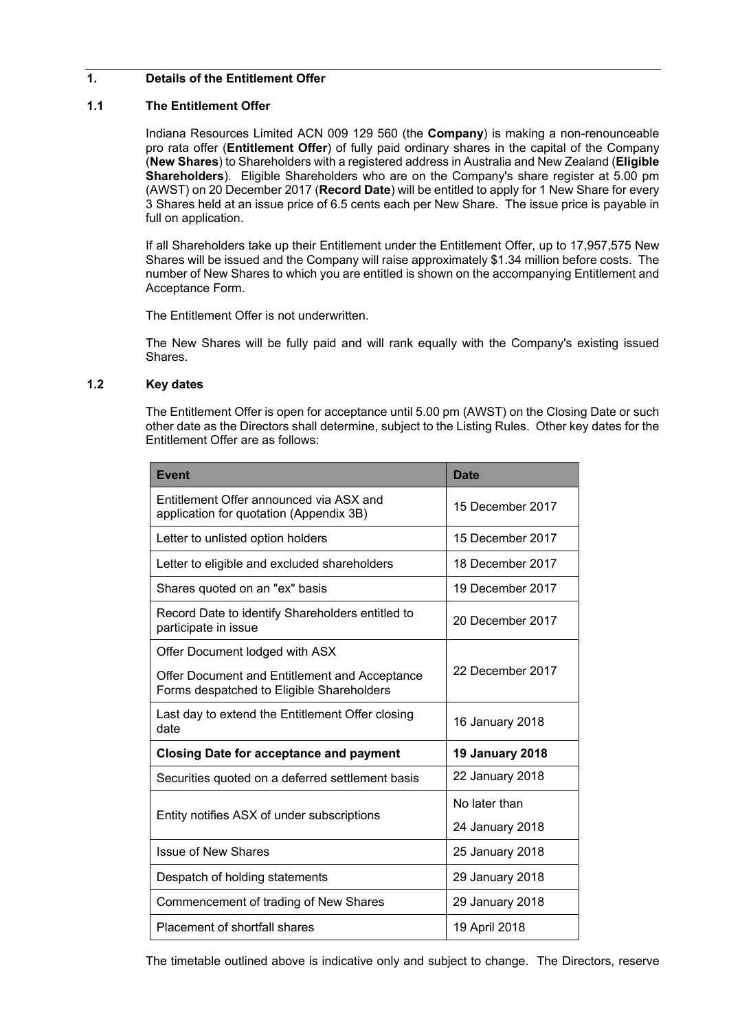## 1. Details of the Entitlement Offer

### 1.1 The Entitlement Offer

Indiana Resources Limited ACN 009 129 560 (the **Company**) is making a non-renounceable pro rata offer (**Entitlement Offer**) of fully paid ordinary shares in the capital of the Company (**New Shares**) to Shareholders with a registered address in Australia and New Zealand (**Eligible Shareholders**). Eligible Shareholders who are on the Company's share register at 5.00 pm (AWST) on 20 December 2017 (**Record Date**) will be entitled to apply for 1 New Share for every 3 Shares held at an issue price of 6.5 cents each per New Share. The issue price is payable in full on application.

If all Shareholders take up their Entitlement under the Entitlement Offer, up to 17,957,575 New Shares will be issued and the Company will raise approximately $1.34 million before costs. The number of New Shares to which you are entitled is shown on the accompanying Entitlement and Acceptance Form.

The Entitlement Offer is not underwritten.

The New Shares will be fully paid and will rank equally with the Company's existing issued Shares.

### 1.2 Key dates

The Entitlement Offer is open for acceptance until 5.00 pm (AWST) on the Closing Date or such other date as the Directors shall determine, subject to the Listing Rules. Other key dates for the Entitlement Offer are as follows:

| Event | Date |
|---|---|
| Entitlement Offer announced via ASX and application for quotation (Appendix 3B) | 15 December 2017 |
| Letter to unlisted option holders | 15 December 2017 |
| Letter to eligible and excluded shareholders | 18 December 2017 |
| Shares quoted on an "ex" basis | 19 December 2017 |
| Record Date to identify Shareholders entitled to participate in issue | 20 December 2017 |
| Offer Document lodged with ASX<br>Offer Document and Entitlement and Acceptance Forms despatched to Eligible Shareholders | 22 December 2017 |
| Last day to extend the Entitlement Offer closing date | 16 January 2018 |
| **Closing Date for acceptance and payment** | **19 January 2018** |
| Securities quoted on a deferred settlement basis | 22 January 2018 |
| Entity notifies ASX of under subscriptions | No later than 24 January 2018 |
| Issue of New Shares | 25 January 2018 |
| Despatch of holding statements | 29 January 2018 |
| Commencement of trading of New Shares | 29 January 2018 |
| Placement of shortfall shares | 19 April 2018 |

The timetable outlined above is indicative only and subject to change. The Directors, reserve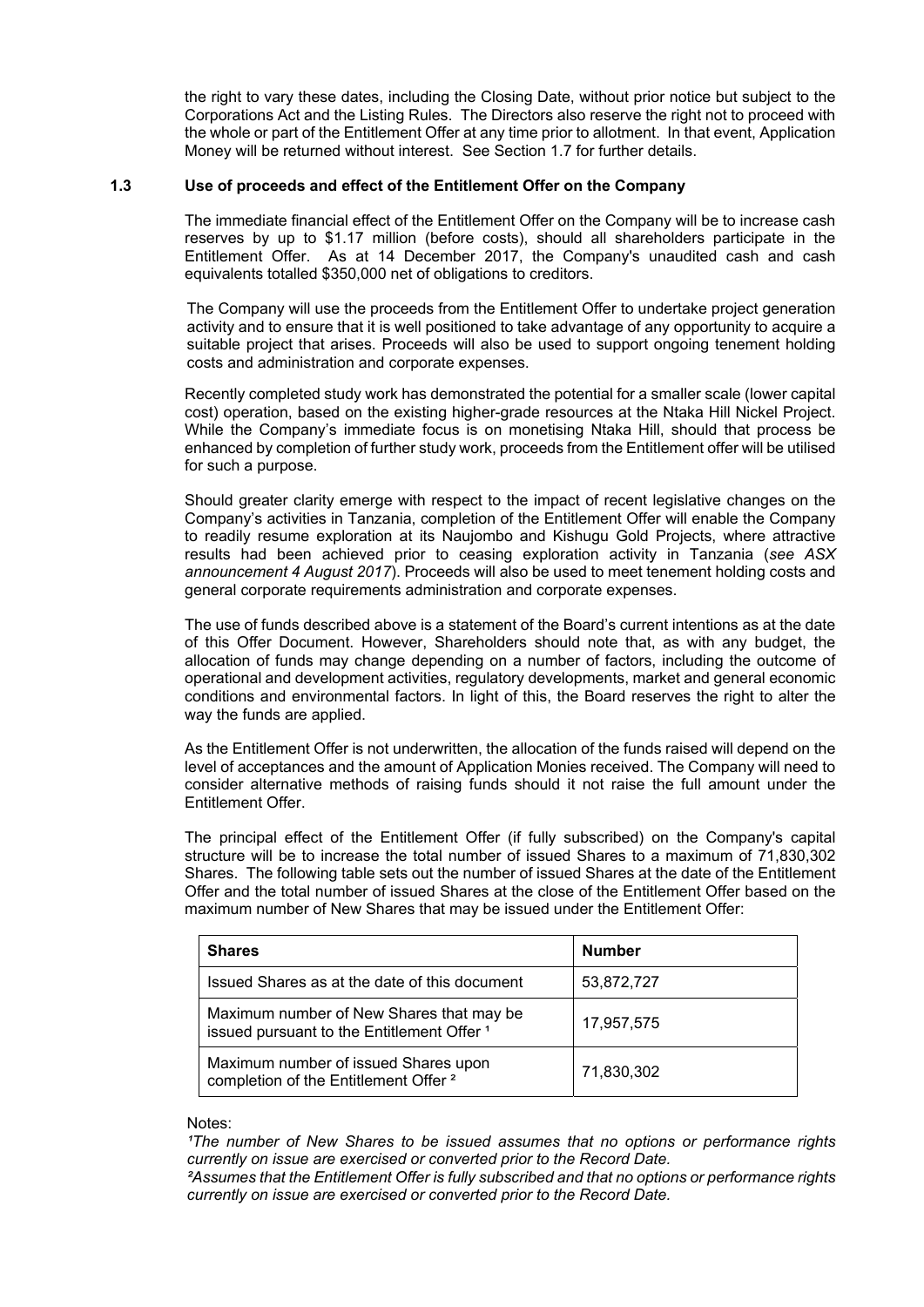the right to vary these dates, including the Closing Date, without prior notice but subject to the Corporations Act and the Listing Rules. The Directors also reserve the right not to proceed with the whole or part of the Entitlement Offer at any time prior to allotment. In that event, Application Money will be returned without interest. See Section 1.7 for further details.

### 1.3 Use of proceeds and effect of the Entitlement Offer on the Company

The immediate financial effect of the Entitlement Offer on the Company will be to increase cash reserves by up to $1.17 million (before costs), should all shareholders participate in the Entitlement Offer. As at 14 December 2017, the Company's unaudited cash and cash equivalents totalled $350,000 net of obligations to creditors.

The Company will use the proceeds from the Entitlement Offer to undertake project generation activity and to ensure that it is well positioned to take advantage of any opportunity to acquire a suitable project that arises. Proceeds will also be used to support ongoing tenement holding costs and administration and corporate expenses.

Recently completed study work has demonstrated the potential for a smaller scale (lower capital cost) operation, based on the existing higher-grade resources at the Ntaka Hill Nickel Project. While the Company's immediate focus is on monetising Ntaka Hill, should that process be enhanced by completion of further study work, proceeds from the Entitlement offer will be utilised for such a purpose.

Should greater clarity emerge with respect to the impact of recent legislative changes on the Company's activities in Tanzania, completion of the Entitlement Offer will enable the Company to readily resume exploration at its Naujombo and Kishugu Gold Projects, where attractive results had been achieved prior to ceasing exploration activity in Tanzania (*see ASX announcement 4 August 2017*). Proceeds will also be used to meet tenement holding costs and general corporate requirements administration and corporate expenses.

The use of funds described above is a statement of the Board's current intentions as at the date of this Offer Document. However, Shareholders should note that, as with any budget, the allocation of funds may change depending on a number of factors, including the outcome of operational and development activities, regulatory developments, market and general economic conditions and environmental factors. In light of this, the Board reserves the right to alter the way the funds are applied.

As the Entitlement Offer is not underwritten, the allocation of the funds raised will depend on the level of acceptances and the amount of Application Monies received. The Company will need to consider alternative methods of raising funds should it not raise the full amount under the Entitlement Offer.

The principal effect of the Entitlement Offer (if fully subscribed) on the Company's capital structure will be to increase the total number of issued Shares to a maximum of 71,830,302 Shares. The following table sets out the number of issued Shares at the date of the Entitlement Offer and the total number of issued Shares at the close of the Entitlement Offer based on the maximum number of New Shares that may be issued under the Entitlement Offer:

| **Shares** | **Number** |
|---|---|
| Issued Shares as at the date of this document | 53,872,727 |
| Maximum number of New Shares that may be issued pursuant to the Entitlement Offer [1] | 17,957,575 |
| Maximum number of issued Shares upon completion of the Entitlement Offer [2] | 71,830,302 |

Notes:

*[1]The number of New Shares to be issued assumes that no options or performance rights currently on issue are exercised or converted prior to the Record Date.*

*[2]Assumes that the Entitlement Offer is fully subscribed and that no options or performance rights currently on issue are exercised or converted prior to the Record Date.*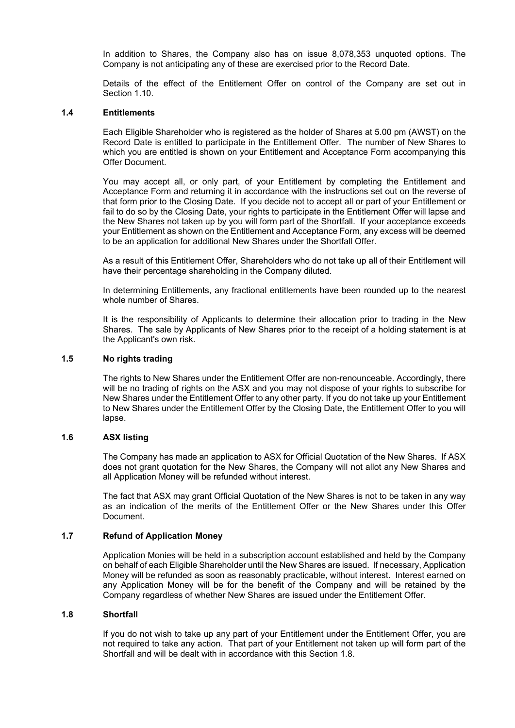In addition to Shares, the Company also has on issue 8,078,353 unquoted options. The Company is not anticipating any of these are exercised prior to the Record Date.

Details of the effect of the Entitlement Offer on control of the Company are set out in Section 1.10.

### 1.4 Entitlements

Each Eligible Shareholder who is registered as the holder of Shares at 5.00 pm (AWST) on the Record Date is entitled to participate in the Entitlement Offer. The number of New Shares to which you are entitled is shown on your Entitlement and Acceptance Form accompanying this Offer Document.

You may accept all, or only part, of your Entitlement by completing the Entitlement and Acceptance Form and returning it in accordance with the instructions set out on the reverse of that form prior to the Closing Date. If you decide not to accept all or part of your Entitlement or fail to do so by the Closing Date, your rights to participate in the Entitlement Offer will lapse and the New Shares not taken up by you will form part of the Shortfall. If your acceptance exceeds your Entitlement as shown on the Entitlement and Acceptance Form, any excess will be deemed to be an application for additional New Shares under the Shortfall Offer.

As a result of this Entitlement Offer, Shareholders who do not take up all of their Entitlement will have their percentage shareholding in the Company diluted.

In determining Entitlements, any fractional entitlements have been rounded up to the nearest whole number of Shares.

It is the responsibility of Applicants to determine their allocation prior to trading in the New Shares. The sale by Applicants of New Shares prior to the receipt of a holding statement is at the Applicant's own risk.

### 1.5 No rights trading

The rights to New Shares under the Entitlement Offer are non-renounceable. Accordingly, there will be no trading of rights on the ASX and you may not dispose of your rights to subscribe for New Shares under the Entitlement Offer to any other party. If you do not take up your Entitlement to New Shares under the Entitlement Offer by the Closing Date, the Entitlement Offer to you will lapse.

### 1.6 ASX listing

The Company has made an application to ASX for Official Quotation of the New Shares. If ASX does not grant quotation for the New Shares, the Company will not allot any New Shares and all Application Money will be refunded without interest.

The fact that ASX may grant Official Quotation of the New Shares is not to be taken in any way as an indication of the merits of the Entitlement Offer or the New Shares under this Offer Document.

### 1.7 Refund of Application Money

Application Monies will be held in a subscription account established and held by the Company on behalf of each Eligible Shareholder until the New Shares are issued. If necessary, Application Money will be refunded as soon as reasonably practicable, without interest. Interest earned on any Application Money will be for the benefit of the Company and will be retained by the Company regardless of whether New Shares are issued under the Entitlement Offer.

### 1.8 Shortfall

If you do not wish to take up any part of your Entitlement under the Entitlement Offer, you are not required to take any action. That part of your Entitlement not taken up will form part of the Shortfall and will be dealt with in accordance with this Section 1.8.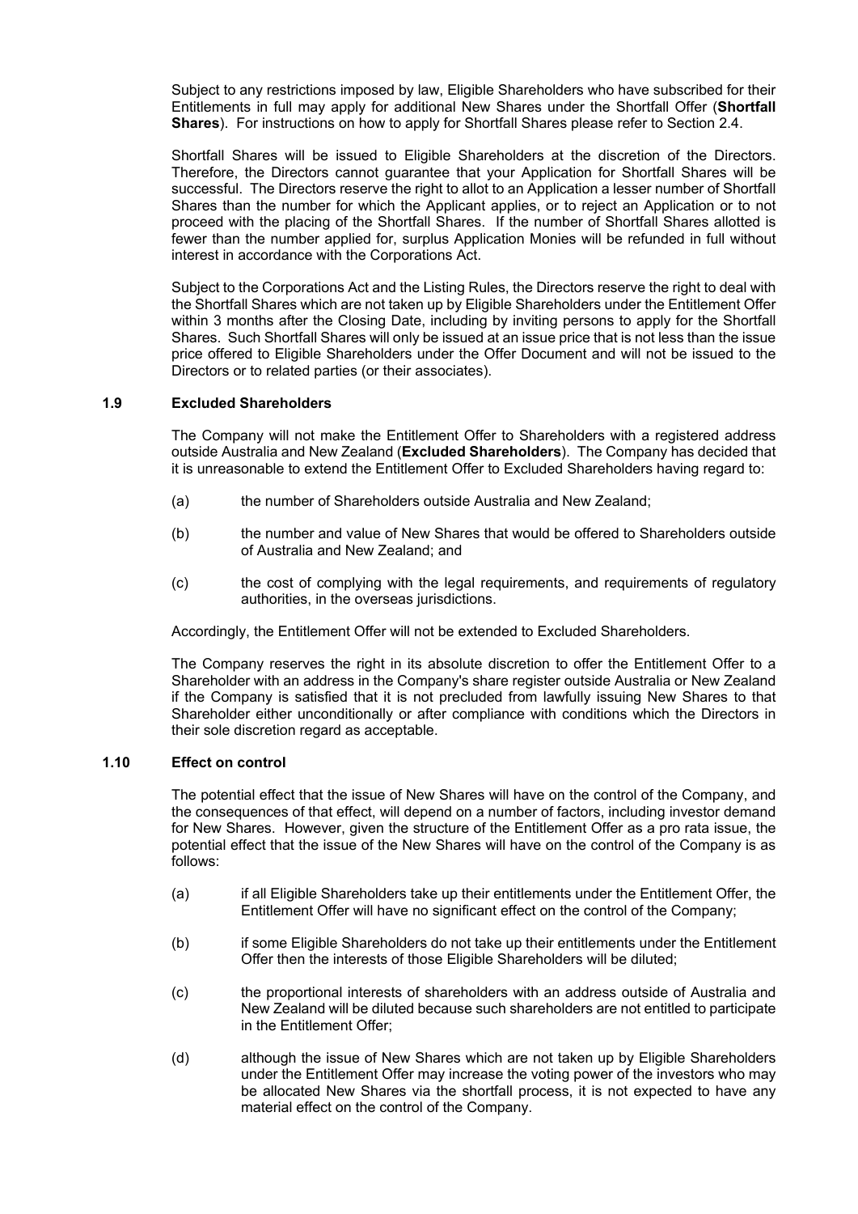Subject to any restrictions imposed by law, Eligible Shareholders who have subscribed for their Entitlements in full may apply for additional New Shares under the Shortfall Offer (**Shortfall Shares**). For instructions on how to apply for Shortfall Shares please refer to Section 2.4.

Shortfall Shares will be issued to Eligible Shareholders at the discretion of the Directors. Therefore, the Directors cannot guarantee that your Application for Shortfall Shares will be successful. The Directors reserve the right to allot to an Application a lesser number of Shortfall Shares than the number for which the Applicant applies, or to reject an Application or to not proceed with the placing of the Shortfall Shares. If the number of Shortfall Shares allotted is fewer than the number applied for, surplus Application Monies will be refunded in full without interest in accordance with the Corporations Act.

Subject to the Corporations Act and the Listing Rules, the Directors reserve the right to deal with the Shortfall Shares which are not taken up by Eligible Shareholders under the Entitlement Offer within 3 months after the Closing Date, including by inviting persons to apply for the Shortfall Shares. Such Shortfall Shares will only be issued at an issue price that is not less than the issue price offered to Eligible Shareholders under the Offer Document and will not be issued to the Directors or to related parties (or their associates).

## 1.9 Excluded Shareholders

The Company will not make the Entitlement Offer to Shareholders with a registered address outside Australia and New Zealand (**Excluded Shareholders**). The Company has decided that it is unreasonable to extend the Entitlement Offer to Excluded Shareholders having regard to:

(a) the number of Shareholders outside Australia and New Zealand;

(b) the number and value of New Shares that would be offered to Shareholders outside of Australia and New Zealand; and

(c) the cost of complying with the legal requirements, and requirements of regulatory authorities, in the overseas jurisdictions.

Accordingly, the Entitlement Offer will not be extended to Excluded Shareholders.

The Company reserves the right in its absolute discretion to offer the Entitlement Offer to a Shareholder with an address in the Company's share register outside Australia or New Zealand if the Company is satisfied that it is not precluded from lawfully issuing New Shares to that Shareholder either unconditionally or after compliance with conditions which the Directors in their sole discretion regard as acceptable.

## 1.10 Effect on control

The potential effect that the issue of New Shares will have on the control of the Company, and the consequences of that effect, will depend on a number of factors, including investor demand for New Shares. However, given the structure of the Entitlement Offer as a pro rata issue, the potential effect that the issue of the New Shares will have on the control of the Company is as follows:

(a) if all Eligible Shareholders take up their entitlements under the Entitlement Offer, the Entitlement Offer will have no significant effect on the control of the Company;

(b) if some Eligible Shareholders do not take up their entitlements under the Entitlement Offer then the interests of those Eligible Shareholders will be diluted;

(c) the proportional interests of shareholders with an address outside of Australia and New Zealand will be diluted because such shareholders are not entitled to participate in the Entitlement Offer;

(d) although the issue of New Shares which are not taken up by Eligible Shareholders under the Entitlement Offer may increase the voting power of the investors who may be allocated New Shares via the shortfall process, it is not expected to have any material effect on the control of the Company.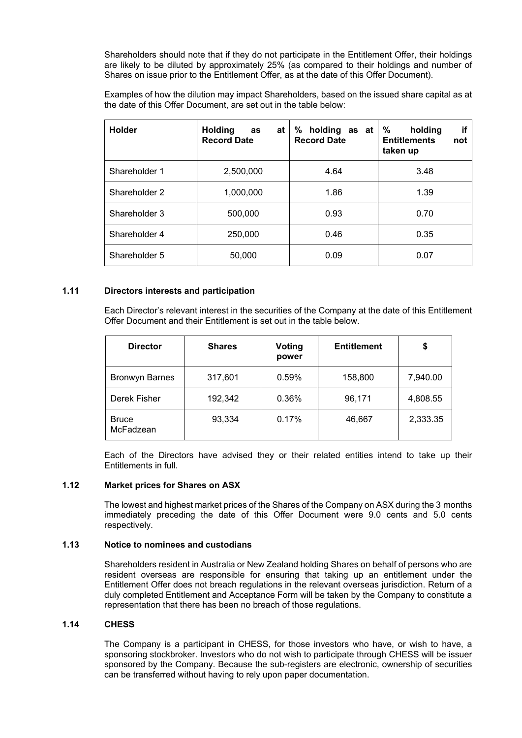Shareholders should note that if they do not participate in the Entitlement Offer, their holdings are likely to be diluted by approximately 25% (as compared to their holdings and number of Shares on issue prior to the Entitlement Offer, as at the date of this Offer Document).

Examples of how the dilution may impact Shareholders, based on the issued share capital as at the date of this Offer Document, are set out in the table below:

| Holder | Holding as at Record Date | % holding as at Record Date | % holding if Entitlements not taken up |
|---|---|---|---|
| Shareholder 1 | 2,500,000 | 4.64 | 3.48 |
| Shareholder 2 | 1,000,000 | 1.86 | 1.39 |
| Shareholder 3 | 500,000 | 0.93 | 0.70 |
| Shareholder 4 | 250,000 | 0.46 | 0.35 |
| Shareholder 5 | 50,000 | 0.09 | 0.07 |

## 1.11 Directors interests and participation

Each Director's relevant interest in the securities of the Company at the date of this Entitlement Offer Document and their Entitlement is set out in the table below.

| Director | Shares | Voting power | Entitlement | $ |
|---|---|---|---|---|
| Bronwyn Barnes | 317,601 | 0.59% | 158,800 | 7,940.00 |
| Derek Fisher | 192,342 | 0.36% | 96,171 | 4,808.55 |
| Bruce McFadzean | 93,334 | 0.17% | 46,667 | 2,333.35 |

Each of the Directors have advised they or their related entities intend to take up their Entitlements in full.

## 1.12 Market prices for Shares on ASX

The lowest and highest market prices of the Shares of the Company on ASX during the 3 months immediately preceding the date of this Offer Document were 9.0 cents and 5.0 cents respectively.

## 1.13 Notice to nominees and custodians

Shareholders resident in Australia or New Zealand holding Shares on behalf of persons who are resident overseas are responsible for ensuring that taking up an entitlement under the Entitlement Offer does not breach regulations in the relevant overseas jurisdiction. Return of a duly completed Entitlement and Acceptance Form will be taken by the Company to constitute a representation that there has been no breach of those regulations.

## 1.14 CHESS

The Company is a participant in CHESS, for those investors who have, or wish to have, a sponsoring stockbroker. Investors who do not wish to participate through CHESS will be issuer sponsored by the Company. Because the sub-registers are electronic, ownership of securities can be transferred without having to rely upon paper documentation.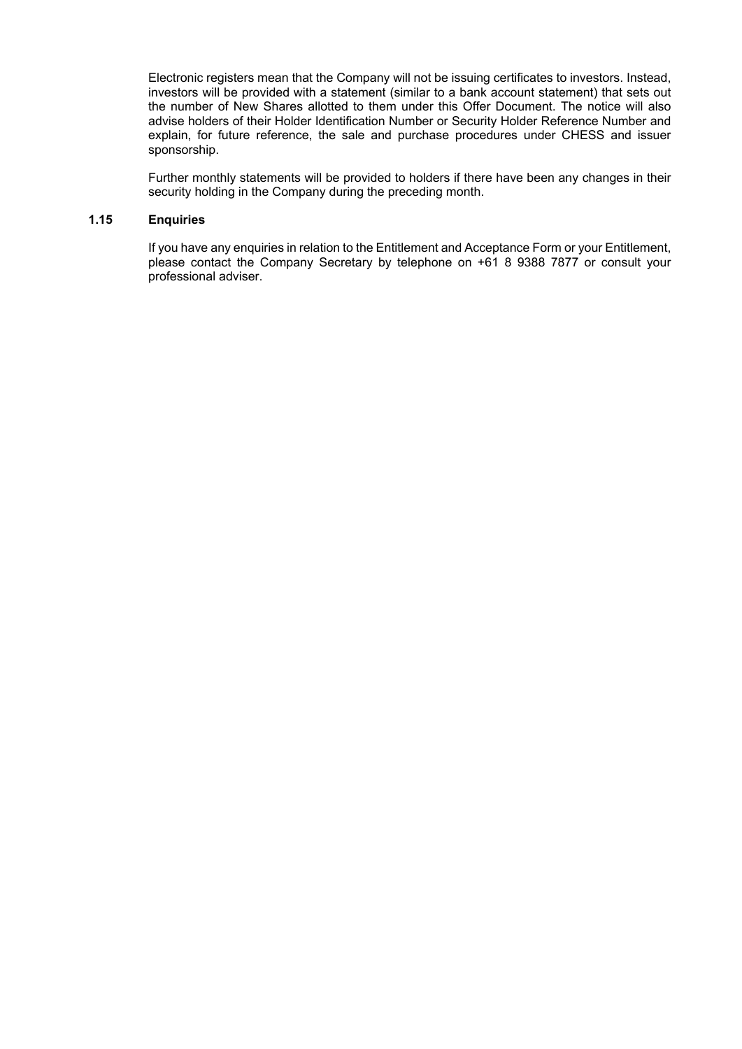Electronic registers mean that the Company will not be issuing certificates to investors. Instead, investors will be provided with a statement (similar to a bank account statement) that sets out the number of New Shares allotted to them under this Offer Document. The notice will also advise holders of their Holder Identification Number or Security Holder Reference Number and explain, for future reference, the sale and purchase procedures under CHESS and issuer sponsorship.

Further monthly statements will be provided to holders if there have been any changes in their security holding in the Company during the preceding month.

### 1.15 Enquiries

If you have any enquiries in relation to the Entitlement and Acceptance Form or your Entitlement, please contact the Company Secretary by telephone on +61 8 9388 7877 or consult your professional adviser.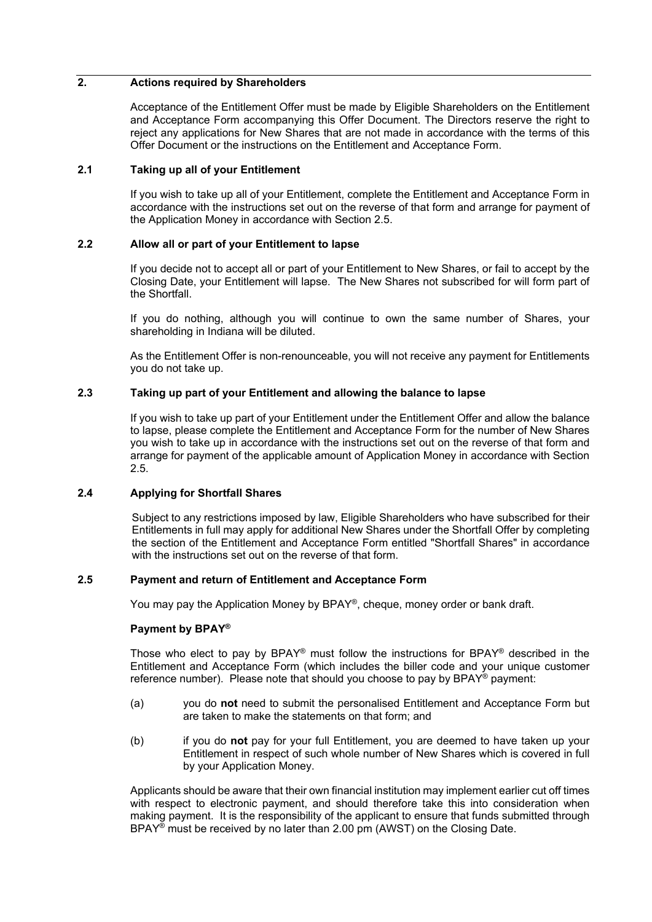## 2. Actions required by Shareholders

Acceptance of the Entitlement Offer must be made by Eligible Shareholders on the Entitlement and Acceptance Form accompanying this Offer Document. The Directors reserve the right to reject any applications for New Shares that are not made in accordance with the terms of this Offer Document or the instructions on the Entitlement and Acceptance Form.

### 2.1 Taking up all of your Entitlement

If you wish to take up all of your Entitlement, complete the Entitlement and Acceptance Form in accordance with the instructions set out on the reverse of that form and arrange for payment of the Application Money in accordance with Section 2.5.

### 2.2 Allow all or part of your Entitlement to lapse

If you decide not to accept all or part of your Entitlement to New Shares, or fail to accept by the Closing Date, your Entitlement will lapse. The New Shares not subscribed for will form part of the Shortfall.

If you do nothing, although you will continue to own the same number of Shares, your shareholding in Indiana will be diluted.

As the Entitlement Offer is non-renounceable, you will not receive any payment for Entitlements you do not take up.

### 2.3 Taking up part of your Entitlement and allowing the balance to lapse

If you wish to take up part of your Entitlement under the Entitlement Offer and allow the balance to lapse, please complete the Entitlement and Acceptance Form for the number of New Shares you wish to take up in accordance with the instructions set out on the reverse of that form and arrange for payment of the applicable amount of Application Money in accordance with Section 2.5.

### 2.4 Applying for Shortfall Shares

Subject to any restrictions imposed by law, Eligible Shareholders who have subscribed for their Entitlements in full may apply for additional New Shares under the Shortfall Offer by completing the section of the Entitlement and Acceptance Form entitled "Shortfall Shares" in accordance with the instructions set out on the reverse of that form.

### 2.5 Payment and return of Entitlement and Acceptance Form

You may pay the Application Money by BPAY®, cheque, money order or bank draft.

**Payment by BPAY®**

Those who elect to pay by BPAY® must follow the instructions for BPAY® described in the Entitlement and Acceptance Form (which includes the biller code and your unique customer reference number). Please note that should you choose to pay by BPAY® payment:

(a) you do **not** need to submit the personalised Entitlement and Acceptance Form but are taken to make the statements on that form; and

(b) if you do **not** pay for your full Entitlement, you are deemed to have taken up your Entitlement in respect of such whole number of New Shares which is covered in full by your Application Money.

Applicants should be aware that their own financial institution may implement earlier cut off times with respect to electronic payment, and should therefore take this into consideration when making payment. It is the responsibility of the applicant to ensure that funds submitted through BPAY® must be received by no later than 2.00 pm (AWST) on the Closing Date.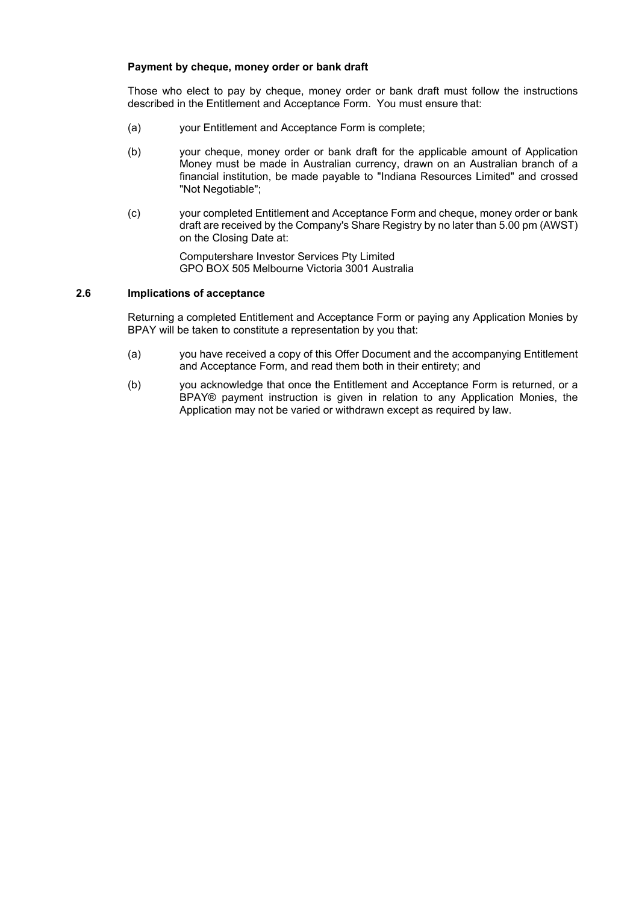**Payment by cheque, money order or bank draft**

Those who elect to pay by cheque, money order or bank draft must follow the instructions described in the Entitlement and Acceptance Form. You must ensure that:

(a) your Entitlement and Acceptance Form is complete;

(b) your cheque, money order or bank draft for the applicable amount of Application Money must be made in Australian currency, drawn on an Australian branch of a financial institution, be made payable to "Indiana Resources Limited" and crossed "Not Negotiable";

(c) your completed Entitlement and Acceptance Form and cheque, money order or bank draft are received by the Company's Share Registry by no later than 5.00 pm (AWST) on the Closing Date at:

Computershare Investor Services Pty Limited
GPO BOX 505 Melbourne Victoria 3001 Australia

## 2.6 Implications of acceptance

Returning a completed Entitlement and Acceptance Form or paying any Application Monies by BPAY will be taken to constitute a representation by you that:

(a) you have received a copy of this Offer Document and the accompanying Entitlement and Acceptance Form, and read them both in their entirety; and

(b) you acknowledge that once the Entitlement and Acceptance Form is returned, or a BPAY® payment instruction is given in relation to any Application Monies, the Application may not be varied or withdrawn except as required by law.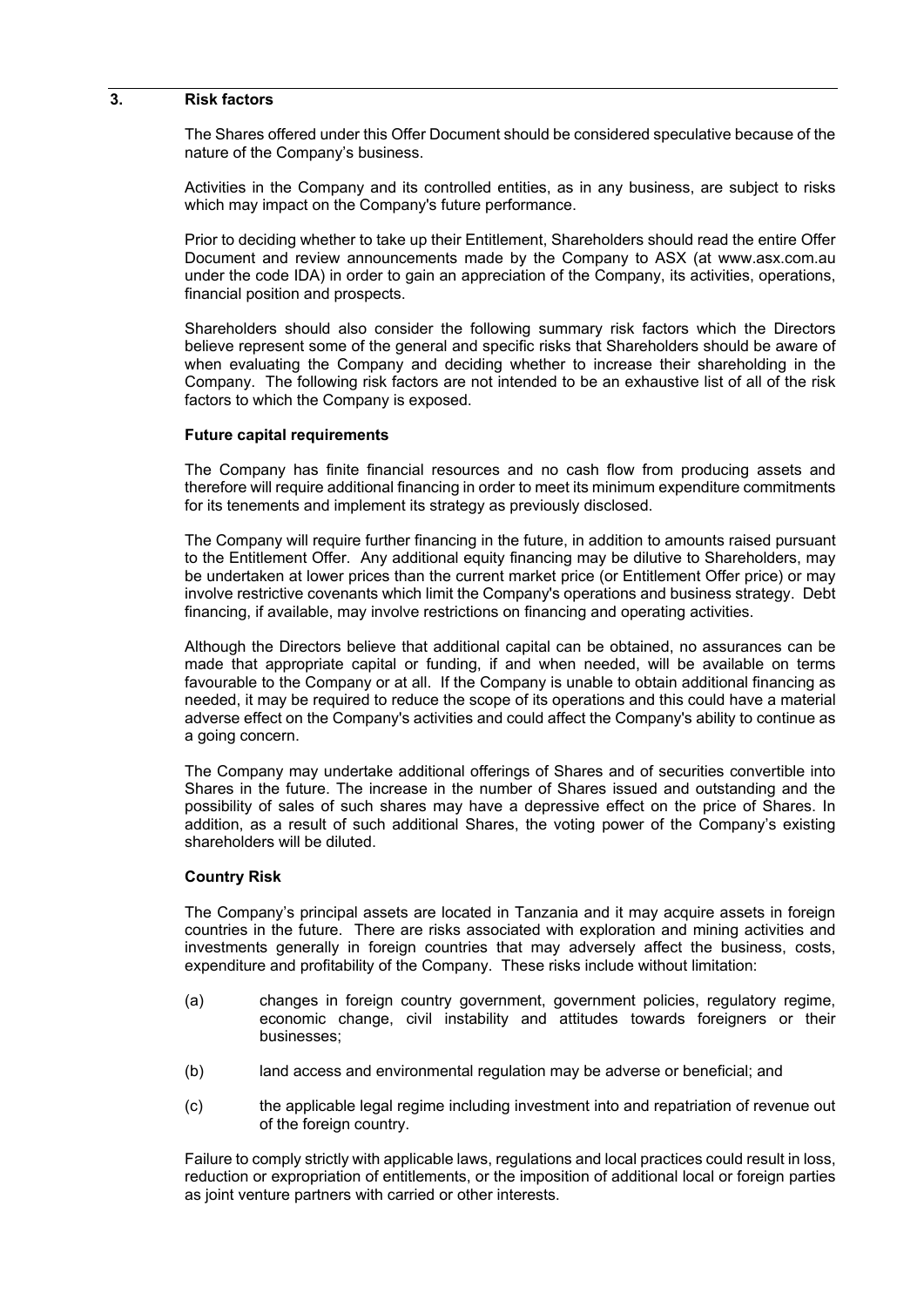## 3. Risk factors

The Shares offered under this Offer Document should be considered speculative because of the nature of the Company's business.

Activities in the Company and its controlled entities, as in any business, are subject to risks which may impact on the Company's future performance.

Prior to deciding whether to take up their Entitlement, Shareholders should read the entire Offer Document and review announcements made by the Company to ASX (at www.asx.com.au under the code IDA) in order to gain an appreciation of the Company, its activities, operations, financial position and prospects.

Shareholders should also consider the following summary risk factors which the Directors believe represent some of the general and specific risks that Shareholders should be aware of when evaluating the Company and deciding whether to increase their shareholding in the Company. The following risk factors are not intended to be an exhaustive list of all of the risk factors to which the Company is exposed.

**Future capital requirements**

The Company has finite financial resources and no cash flow from producing assets and therefore will require additional financing in order to meet its minimum expenditure commitments for its tenements and implement its strategy as previously disclosed.

The Company will require further financing in the future, in addition to amounts raised pursuant to the Entitlement Offer. Any additional equity financing may be dilutive to Shareholders, may be undertaken at lower prices than the current market price (or Entitlement Offer price) or may involve restrictive covenants which limit the Company's operations and business strategy. Debt financing, if available, may involve restrictions on financing and operating activities.

Although the Directors believe that additional capital can be obtained, no assurances can be made that appropriate capital or funding, if and when needed, will be available on terms favourable to the Company or at all. If the Company is unable to obtain additional financing as needed, it may be required to reduce the scope of its operations and this could have a material adverse effect on the Company's activities and could affect the Company's ability to continue as a going concern.

The Company may undertake additional offerings of Shares and of securities convertible into Shares in the future. The increase in the number of Shares issued and outstanding and the possibility of sales of such shares may have a depressive effect on the price of Shares. In addition, as a result of such additional Shares, the voting power of the Company's existing shareholders will be diluted.

**Country Risk**

The Company's principal assets are located in Tanzania and it may acquire assets in foreign countries in the future. There are risks associated with exploration and mining activities and investments generally in foreign countries that may adversely affect the business, costs, expenditure and profitability of the Company. These risks include without limitation:

(a) changes in foreign country government, government policies, regulatory regime, economic change, civil instability and attitudes towards foreigners or their businesses;

(b) land access and environmental regulation may be adverse or beneficial; and

(c) the applicable legal regime including investment into and repatriation of revenue out of the foreign country.

Failure to comply strictly with applicable laws, regulations and local practices could result in loss, reduction or expropriation of entitlements, or the imposition of additional local or foreign parties as joint venture partners with carried or other interests.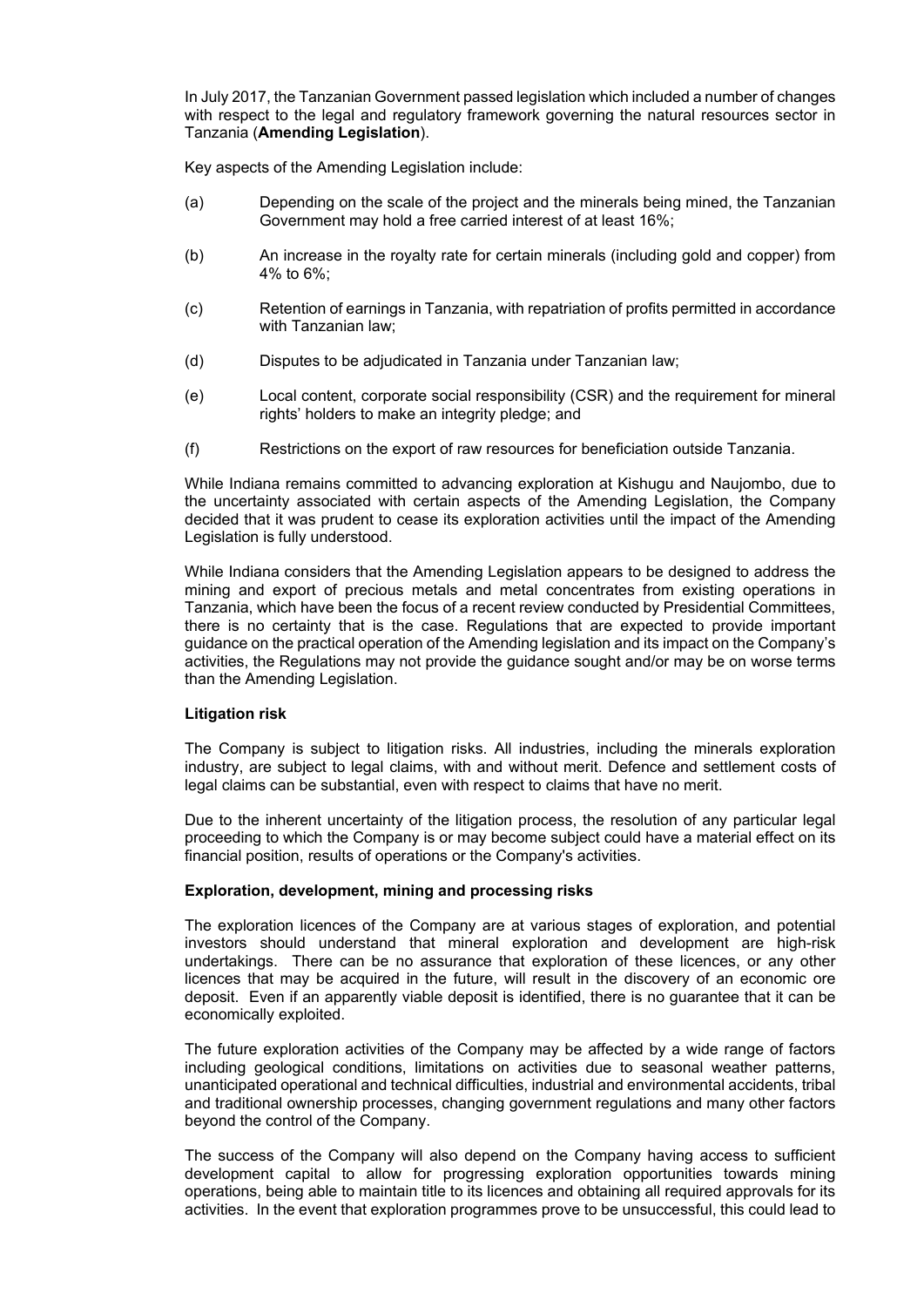In July 2017, the Tanzanian Government passed legislation which included a number of changes with respect to the legal and regulatory framework governing the natural resources sector in Tanzania (**Amending Legislation**).

Key aspects of the Amending Legislation include:

(a) Depending on the scale of the project and the minerals being mined, the Tanzanian Government may hold a free carried interest of at least 16%;

(b) An increase in the royalty rate for certain minerals (including gold and copper) from 4% to 6%;

(c) Retention of earnings in Tanzania, with repatriation of profits permitted in accordance with Tanzanian law;

(d) Disputes to be adjudicated in Tanzania under Tanzanian law;

(e) Local content, corporate social responsibility (CSR) and the requirement for mineral rights' holders to make an integrity pledge; and

(f) Restrictions on the export of raw resources for beneficiation outside Tanzania.

While Indiana remains committed to advancing exploration at Kishugu and Naujombo, due to the uncertainty associated with certain aspects of the Amending Legislation, the Company decided that it was prudent to cease its exploration activities until the impact of the Amending Legislation is fully understood.

While Indiana considers that the Amending Legislation appears to be designed to address the mining and export of precious metals and metal concentrates from existing operations in Tanzania, which have been the focus of a recent review conducted by Presidential Committees, there is no certainty that is the case. Regulations that are expected to provide important guidance on the practical operation of the Amending legislation and its impact on the Company's activities, the Regulations may not provide the guidance sought and/or may be on worse terms than the Amending Legislation.

**Litigation risk**

The Company is subject to litigation risks. All industries, including the minerals exploration industry, are subject to legal claims, with and without merit. Defence and settlement costs of legal claims can be substantial, even with respect to claims that have no merit.

Due to the inherent uncertainty of the litigation process, the resolution of any particular legal proceeding to which the Company is or may become subject could have a material effect on its financial position, results of operations or the Company's activities.

**Exploration, development, mining and processing risks**

The exploration licences of the Company are at various stages of exploration, and potential investors should understand that mineral exploration and development are high-risk undertakings. There can be no assurance that exploration of these licences, or any other licences that may be acquired in the future, will result in the discovery of an economic ore deposit. Even if an apparently viable deposit is identified, there is no guarantee that it can be economically exploited.

The future exploration activities of the Company may be affected by a wide range of factors including geological conditions, limitations on activities due to seasonal weather patterns, unanticipated operational and technical difficulties, industrial and environmental accidents, tribal and traditional ownership processes, changing government regulations and many other factors beyond the control of the Company.

The success of the Company will also depend on the Company having access to sufficient development capital to allow for progressing exploration opportunities towards mining operations, being able to maintain title to its licences and obtaining all required approvals for its activities. In the event that exploration programmes prove to be unsuccessful, this could lead to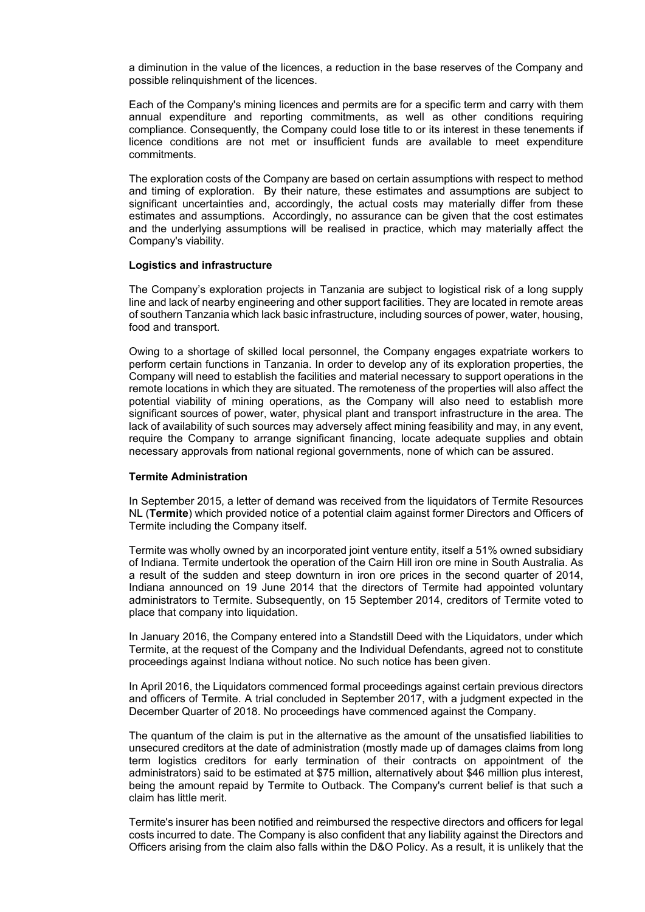a diminution in the value of the licences, a reduction in the base reserves of the Company and possible relinquishment of the licences.

Each of the Company's mining licences and permits are for a specific term and carry with them annual expenditure and reporting commitments, as well as other conditions requiring compliance. Consequently, the Company could lose title to or its interest in these tenements if licence conditions are not met or insufficient funds are available to meet expenditure commitments.

The exploration costs of the Company are based on certain assumptions with respect to method and timing of exploration. By their nature, these estimates and assumptions are subject to significant uncertainties and, accordingly, the actual costs may materially differ from these estimates and assumptions. Accordingly, no assurance can be given that the cost estimates and the underlying assumptions will be realised in practice, which may materially affect the Company's viability.

**Logistics and infrastructure**

The Company's exploration projects in Tanzania are subject to logistical risk of a long supply line and lack of nearby engineering and other support facilities. They are located in remote areas of southern Tanzania which lack basic infrastructure, including sources of power, water, housing, food and transport.

Owing to a shortage of skilled local personnel, the Company engages expatriate workers to perform certain functions in Tanzania. In order to develop any of its exploration properties, the Company will need to establish the facilities and material necessary to support operations in the remote locations in which they are situated. The remoteness of the properties will also affect the potential viability of mining operations, as the Company will also need to establish more significant sources of power, water, physical plant and transport infrastructure in the area. The lack of availability of such sources may adversely affect mining feasibility and may, in any event, require the Company to arrange significant financing, locate adequate supplies and obtain necessary approvals from national regional governments, none of which can be assured.

**Termite Administration**

In September 2015, a letter of demand was received from the liquidators of Termite Resources NL (**Termite**) which provided notice of a potential claim against former Directors and Officers of Termite including the Company itself.

Termite was wholly owned by an incorporated joint venture entity, itself a 51% owned subsidiary of Indiana. Termite undertook the operation of the Cairn Hill iron ore mine in South Australia. As a result of the sudden and steep downturn in iron ore prices in the second quarter of 2014, Indiana announced on 19 June 2014 that the directors of Termite had appointed voluntary administrators to Termite. Subsequently, on 15 September 2014, creditors of Termite voted to place that company into liquidation.

In January 2016, the Company entered into a Standstill Deed with the Liquidators, under which Termite, at the request of the Company and the Individual Defendants, agreed not to constitute proceedings against Indiana without notice. No such notice has been given.

In April 2016, the Liquidators commenced formal proceedings against certain previous directors and officers of Termite. A trial concluded in September 2017, with a judgment expected in the December Quarter of 2018. No proceedings have commenced against the Company.

The quantum of the claim is put in the alternative as the amount of the unsatisfied liabilities to unsecured creditors at the date of administration (mostly made up of damages claims from long term logistics creditors for early termination of their contracts on appointment of the administrators) said to be estimated at $75 million, alternatively about $46 million plus interest, being the amount repaid by Termite to Outback. The Company's current belief is that such a claim has little merit.

Termite's insurer has been notified and reimbursed the respective directors and officers for legal costs incurred to date. The Company is also confident that any liability against the Directors and Officers arising from the claim also falls within the D&O Policy. As a result, it is unlikely that the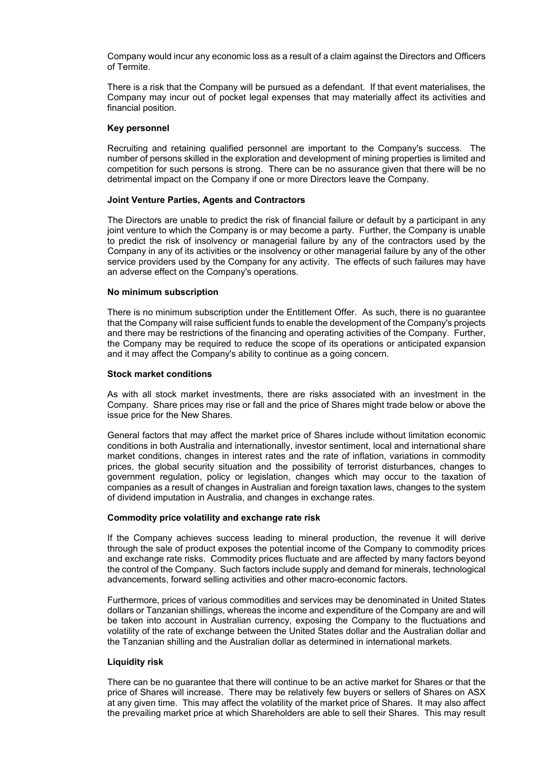Company would incur any economic loss as a result of a claim against the Directors and Officers of Termite.

There is a risk that the Company will be pursued as a defendant. If that event materialises, the Company may incur out of pocket legal expenses that may materially affect its activities and financial position.

**Key personnel**

Recruiting and retaining qualified personnel are important to the Company's success. The number of persons skilled in the exploration and development of mining properties is limited and competition for such persons is strong. There can be no assurance given that there will be no detrimental impact on the Company if one or more Directors leave the Company.

**Joint Venture Parties, Agents and Contractors**

The Directors are unable to predict the risk of financial failure or default by a participant in any joint venture to which the Company is or may become a party. Further, the Company is unable to predict the risk of insolvency or managerial failure by any of the contractors used by the Company in any of its activities or the insolvency or other managerial failure by any of the other service providers used by the Company for any activity. The effects of such failures may have an adverse effect on the Company's operations.

**No minimum subscription**

There is no minimum subscription under the Entitlement Offer. As such, there is no guarantee that the Company will raise sufficient funds to enable the development of the Company's projects and there may be restrictions of the financing and operating activities of the Company. Further, the Company may be required to reduce the scope of its operations or anticipated expansion and it may affect the Company's ability to continue as a going concern.

**Stock market conditions**

As with all stock market investments, there are risks associated with an investment in the Company. Share prices may rise or fall and the price of Shares might trade below or above the issue price for the New Shares.

General factors that may affect the market price of Shares include without limitation economic conditions in both Australia and internationally, investor sentiment, local and international share market conditions, changes in interest rates and the rate of inflation, variations in commodity prices, the global security situation and the possibility of terrorist disturbances, changes to government regulation, policy or legislation, changes which may occur to the taxation of companies as a result of changes in Australian and foreign taxation laws, changes to the system of dividend imputation in Australia, and changes in exchange rates.

**Commodity price volatility and exchange rate risk**

If the Company achieves success leading to mineral production, the revenue it will derive through the sale of product exposes the potential income of the Company to commodity prices and exchange rate risks. Commodity prices fluctuate and are affected by many factors beyond the control of the Company. Such factors include supply and demand for minerals, technological advancements, forward selling activities and other macro-economic factors.

Furthermore, prices of various commodities and services may be denominated in United States dollars or Tanzanian shillings, whereas the income and expenditure of the Company are and will be taken into account in Australian currency, exposing the Company to the fluctuations and volatility of the rate of exchange between the United States dollar and the Australian dollar and the Tanzanian shilling and the Australian dollar as determined in international markets.

**Liquidity risk**

There can be no guarantee that there will continue to be an active market for Shares or that the price of Shares will increase. There may be relatively few buyers or sellers of Shares on ASX at any given time. This may affect the volatility of the market price of Shares. It may also affect the prevailing market price at which Shareholders are able to sell their Shares. This may result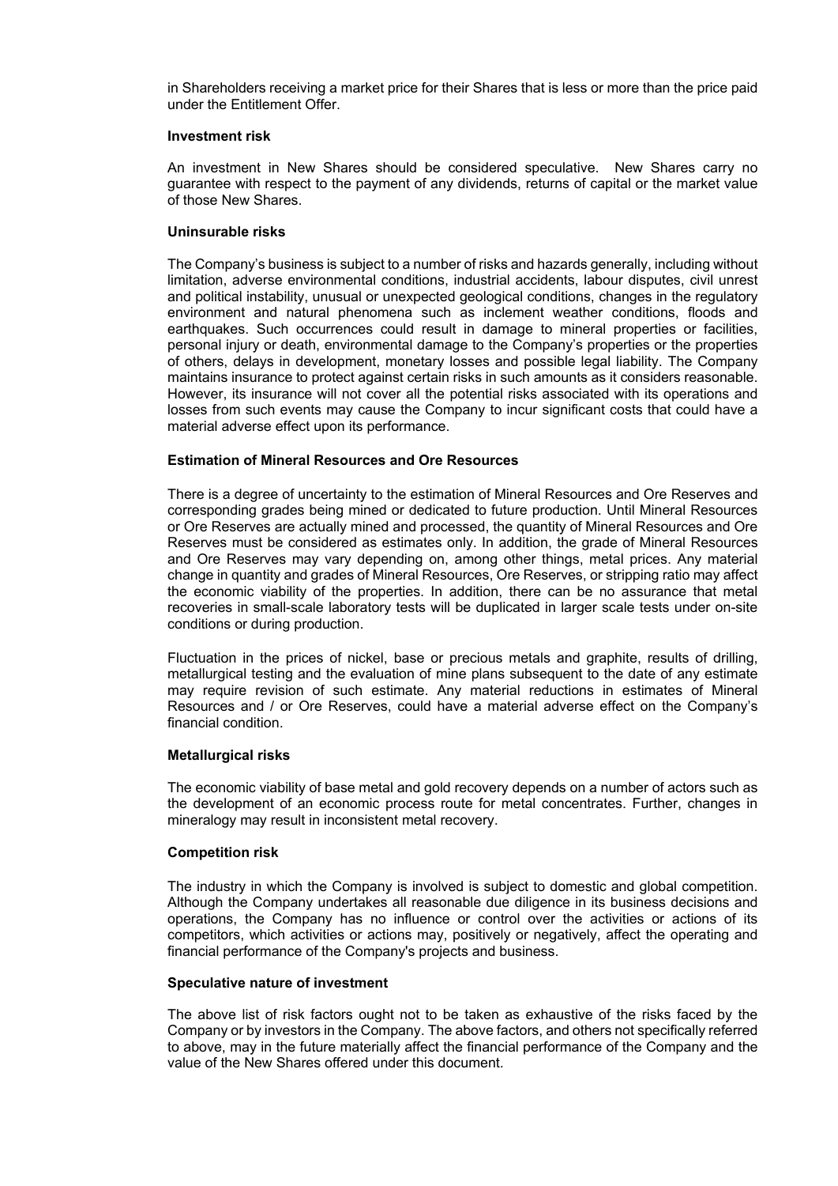in Shareholders receiving a market price for their Shares that is less or more than the price paid under the Entitlement Offer.

**Investment risk**

An investment in New Shares should be considered speculative. New Shares carry no guarantee with respect to the payment of any dividends, returns of capital or the market value of those New Shares.

**Uninsurable risks**

The Company's business is subject to a number of risks and hazards generally, including without limitation, adverse environmental conditions, industrial accidents, labour disputes, civil unrest and political instability, unusual or unexpected geological conditions, changes in the regulatory environment and natural phenomena such as inclement weather conditions, floods and earthquakes. Such occurrences could result in damage to mineral properties or facilities, personal injury or death, environmental damage to the Company's properties or the properties of others, delays in development, monetary losses and possible legal liability. The Company maintains insurance to protect against certain risks in such amounts as it considers reasonable. However, its insurance will not cover all the potential risks associated with its operations and losses from such events may cause the Company to incur significant costs that could have a material adverse effect upon its performance.

**Estimation of Mineral Resources and Ore Resources**

There is a degree of uncertainty to the estimation of Mineral Resources and Ore Reserves and corresponding grades being mined or dedicated to future production. Until Mineral Resources or Ore Reserves are actually mined and processed, the quantity of Mineral Resources and Ore Reserves must be considered as estimates only. In addition, the grade of Mineral Resources and Ore Reserves may vary depending on, among other things, metal prices. Any material change in quantity and grades of Mineral Resources, Ore Reserves, or stripping ratio may affect the economic viability of the properties. In addition, there can be no assurance that metal recoveries in small-scale laboratory tests will be duplicated in larger scale tests under on-site conditions or during production.

Fluctuation in the prices of nickel, base or precious metals and graphite, results of drilling, metallurgical testing and the evaluation of mine plans subsequent to the date of any estimate may require revision of such estimate. Any material reductions in estimates of Mineral Resources and / or Ore Reserves, could have a material adverse effect on the Company's financial condition.

**Metallurgical risks**

The economic viability of base metal and gold recovery depends on a number of actors such as the development of an economic process route for metal concentrates. Further, changes in mineralogy may result in inconsistent metal recovery.

**Competition risk**

The industry in which the Company is involved is subject to domestic and global competition. Although the Company undertakes all reasonable due diligence in its business decisions and operations, the Company has no influence or control over the activities or actions of its competitors, which activities or actions may, positively or negatively, affect the operating and financial performance of the Company's projects and business.

**Speculative nature of investment**

The above list of risk factors ought not to be taken as exhaustive of the risks faced by the Company or by investors in the Company. The above factors, and others not specifically referred to above, may in the future materially affect the financial performance of the Company and the value of the New Shares offered under this document.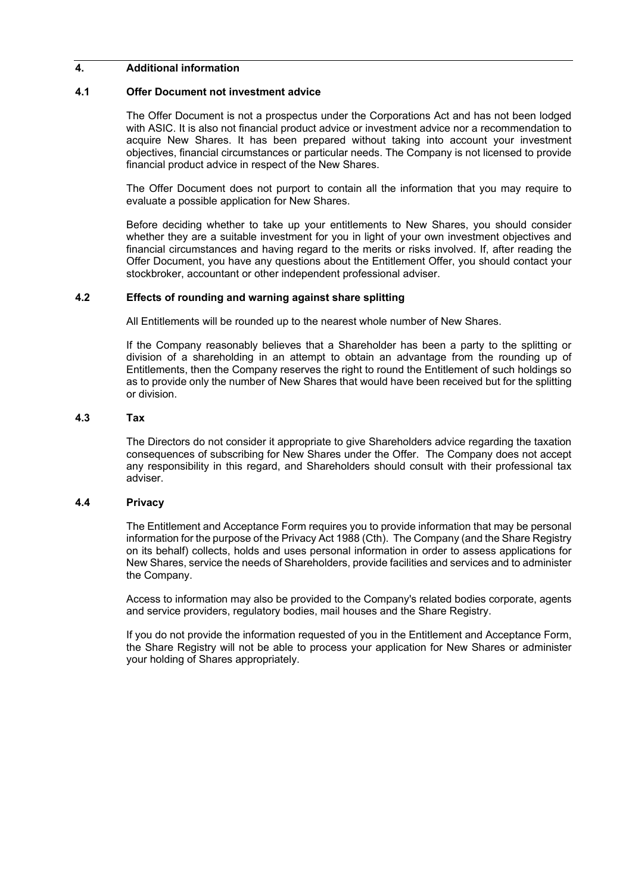## 4. Additional information

### 4.1 Offer Document not investment advice

The Offer Document is not a prospectus under the Corporations Act and has not been lodged with ASIC. It is also not financial product advice or investment advice nor a recommendation to acquire New Shares. It has been prepared without taking into account your investment objectives, financial circumstances or particular needs. The Company is not licensed to provide financial product advice in respect of the New Shares.

The Offer Document does not purport to contain all the information that you may require to evaluate a possible application for New Shares.

Before deciding whether to take up your entitlements to New Shares, you should consider whether they are a suitable investment for you in light of your own investment objectives and financial circumstances and having regard to the merits or risks involved. If, after reading the Offer Document, you have any questions about the Entitlement Offer, you should contact your stockbroker, accountant or other independent professional adviser.

### 4.2 Effects of rounding and warning against share splitting

All Entitlements will be rounded up to the nearest whole number of New Shares.

If the Company reasonably believes that a Shareholder has been a party to the splitting or division of a shareholding in an attempt to obtain an advantage from the rounding up of Entitlements, then the Company reserves the right to round the Entitlement of such holdings so as to provide only the number of New Shares that would have been received but for the splitting or division.

### 4.3 Tax

The Directors do not consider it appropriate to give Shareholders advice regarding the taxation consequences of subscribing for New Shares under the Offer. The Company does not accept any responsibility in this regard, and Shareholders should consult with their professional tax adviser.

### 4.4 Privacy

The Entitlement and Acceptance Form requires you to provide information that may be personal information for the purpose of the Privacy Act 1988 (Cth). The Company (and the Share Registry on its behalf) collects, holds and uses personal information in order to assess applications for New Shares, service the needs of Shareholders, provide facilities and services and to administer the Company.

Access to information may also be provided to the Company's related bodies corporate, agents and service providers, regulatory bodies, mail houses and the Share Registry.

If you do not provide the information requested of you in the Entitlement and Acceptance Form, the Share Registry will not be able to process your application for New Shares or administer your holding of Shares appropriately.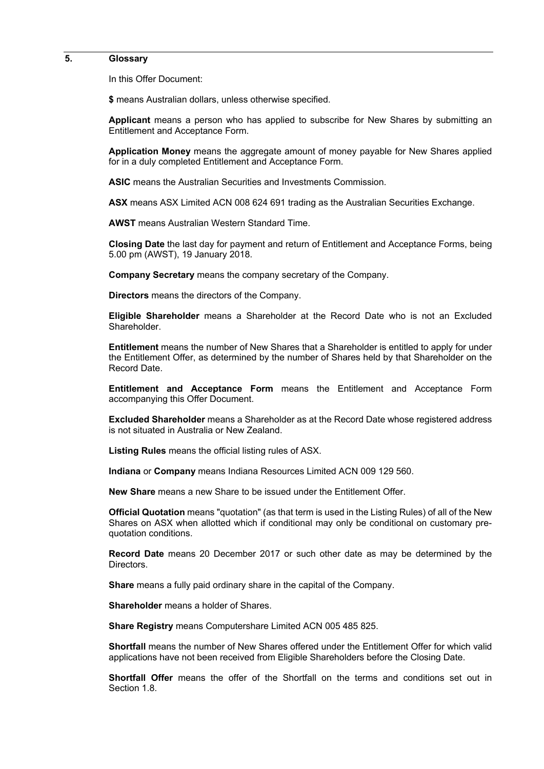## 5. Glossary

In this Offer Document:

**$** means Australian dollars, unless otherwise specified.

**Applicant** means a person who has applied to subscribe for New Shares by submitting an Entitlement and Acceptance Form.

**Application Money** means the aggregate amount of money payable for New Shares applied for in a duly completed Entitlement and Acceptance Form.

**ASIC** means the Australian Securities and Investments Commission.

**ASX** means ASX Limited ACN 008 624 691 trading as the Australian Securities Exchange.

**AWST** means Australian Western Standard Time.

**Closing Date** the last day for payment and return of Entitlement and Acceptance Forms, being 5.00 pm (AWST), 19 January 2018.

**Company Secretary** means the company secretary of the Company.

**Directors** means the directors of the Company.

**Eligible Shareholder** means a Shareholder at the Record Date who is not an Excluded Shareholder.

**Entitlement** means the number of New Shares that a Shareholder is entitled to apply for under the Entitlement Offer, as determined by the number of Shares held by that Shareholder on the Record Date.

**Entitlement and Acceptance Form** means the Entitlement and Acceptance Form accompanying this Offer Document.

**Excluded Shareholder** means a Shareholder as at the Record Date whose registered address is not situated in Australia or New Zealand.

**Listing Rules** means the official listing rules of ASX.

**Indiana** or **Company** means Indiana Resources Limited ACN 009 129 560.

**New Share** means a new Share to be issued under the Entitlement Offer.

**Official Quotation** means "quotation" (as that term is used in the Listing Rules) of all of the New Shares on ASX when allotted which if conditional may only be conditional on customary pre-quotation conditions.

**Record Date** means 20 December 2017 or such other date as may be determined by the Directors.

**Share** means a fully paid ordinary share in the capital of the Company.

**Shareholder** means a holder of Shares.

**Share Registry** means Computershare Limited ACN 005 485 825.

**Shortfall** means the number of New Shares offered under the Entitlement Offer for which valid applications have not been received from Eligible Shareholders before the Closing Date.

**Shortfall Offer** means the offer of the Shortfall on the terms and conditions set out in Section 1.8.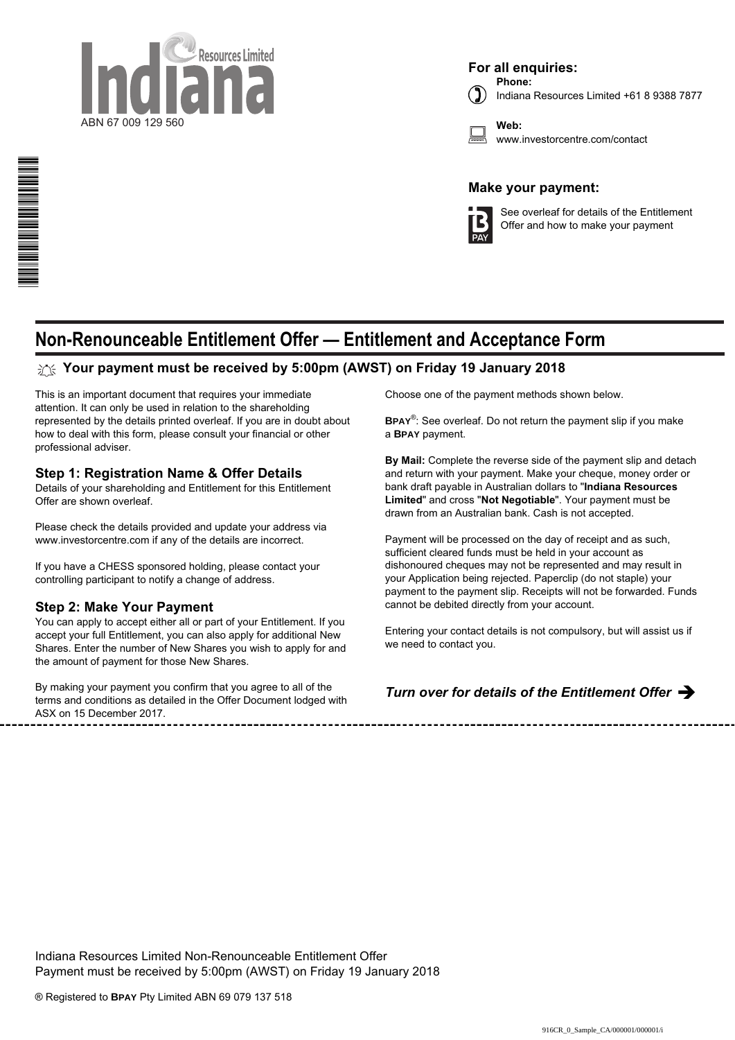Indiana Resources Limited

ABN 67 009 129 560

**For all enquiries:**

**Phone:**
Indiana Resources Limited +61 8 9388 7877

**Web:**
www.investorcentre.com/contact

**Make your payment:**

See overleaf for details of the Entitlement Offer and how to make your payment

# Non-Renounceable Entitlement Offer — Entitlement and Acceptance Form

## Your payment must be received by 5:00pm (AWST) on Friday 19 January 2018

This is an important document that requires your immediate attention. It can only be used in relation to the shareholding represented by the details printed overleaf. If you are in doubt about how to deal with this form, please consult your financial or other professional adviser.

### Step 1: Registration Name & Offer Details

Details of your shareholding and Entitlement for this Entitlement Offer are shown overleaf.

Please check the details provided and update your address via www.investorcentre.com if any of the details are incorrect.

If you have a CHESS sponsored holding, please contact your controlling participant to notify a change of address.

### Step 2: Make Your Payment

You can apply to accept either all or part of your Entitlement. If you accept your full Entitlement, you can also apply for additional New Shares. Enter the number of New Shares you wish to apply for and the amount of payment for those New Shares.

By making your payment you confirm that you agree to all of the terms and conditions as detailed in the Offer Document lodged with ASX on 15 December 2017.

Choose one of the payment methods shown below.

**BPAY**®: See overleaf. Do not return the payment slip if you make a **BPAY** payment.

**By Mail:** Complete the reverse side of the payment slip and detach and return with your payment. Make your cheque, money order or bank draft payable in Australian dollars to "**Indiana Resources Limited**" and cross "**Not Negotiable**". Your payment must be drawn from an Australian bank. Cash is not accepted.

Payment will be processed on the day of receipt and as such, sufficient cleared funds must be held in your account as dishonoured cheques may not be represented and may result in your Application being rejected. Paperclip (do not staple) your payment to the payment slip. Receipts will not be forwarded. Funds cannot be debited directly from your account.

Entering your contact details is not compulsory, but will assist us if we need to contact you.

***Turn over for details of the Entitlement Offer*** ➔

Indiana Resources Limited Non-Renounceable Entitlement Offer
Payment must be received by 5:00pm (AWST) on Friday 19 January 2018

® Registered to **BPAY** Pty Limited ABN 69 079 137 518

916CR_0_Sample_CA/000001/000001/i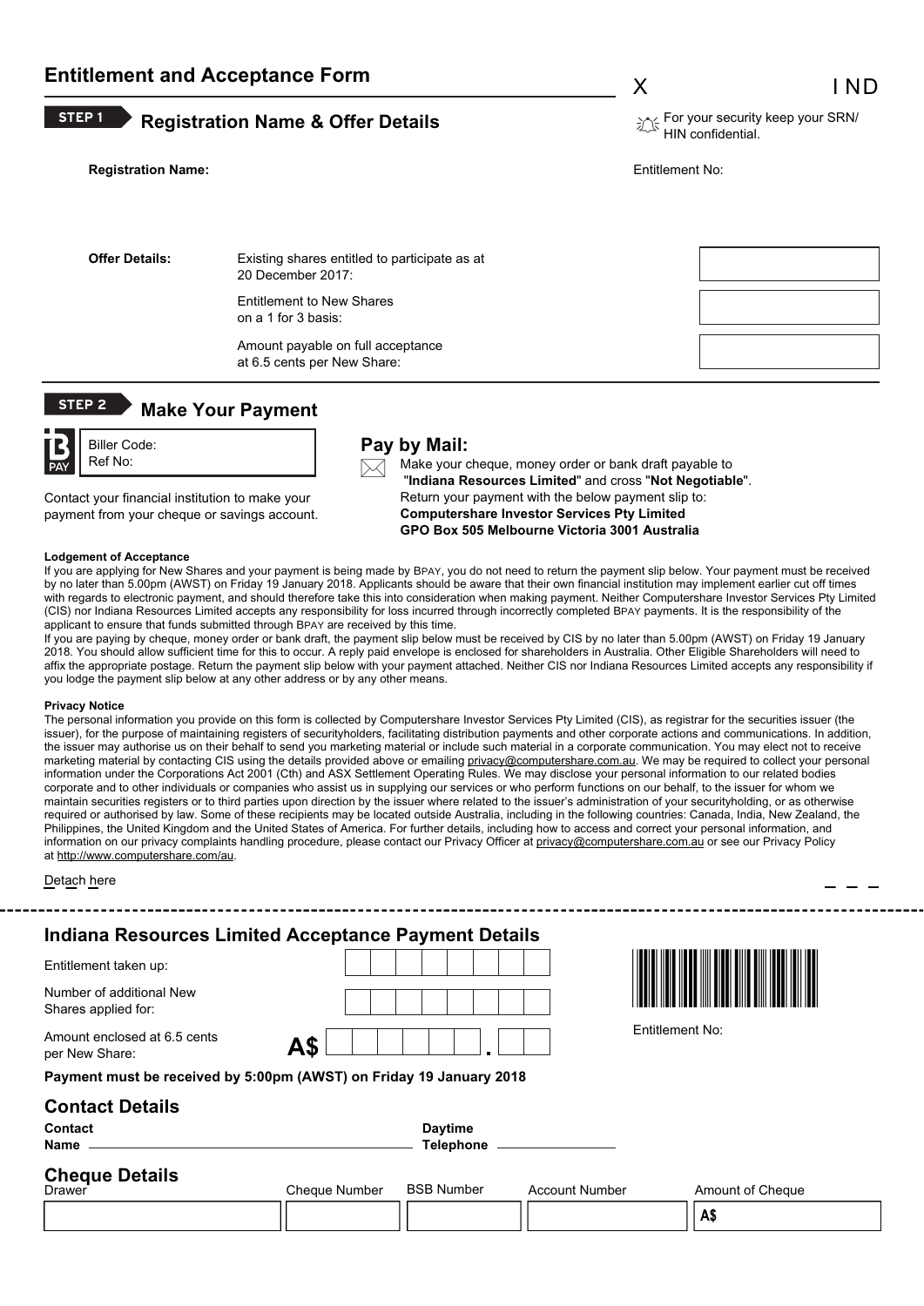# Entitlement and Acceptance Form

X IND

## STEP 1 Registration Name & Offer Details

For your security keep your SRN/ HIN confidential.

**Registration Name:**

Entitlement No:

**Offer Details:**

| | |
|---|---|
| Existing shares entitled to participate as at 20 December 2017: | |
| Entitlement to New Shares on a 1 for 3 basis: | |
| Amount payable on full acceptance at 6.5 cents per New Share: | |

## STEP 2 Make Your Payment

BPAY

Biller Code:
Ref No:

Contact your financial institution to make your payment from your cheque or savings account.

**Pay by Mail:**

Make your cheque, money order or bank draft payable to "**Indiana Resources Limited**" and cross "**Not Negotiable**".
Return your payment with the below payment slip to:
**Computershare Investor Services Pty Limited**
**GPO Box 505 Melbourne Victoria 3001 Australia**

**Lodgement of Acceptance**

If you are applying for New Shares and your payment is being made by BPAY, you do not need to return the payment slip below. Your payment must be received by no later than 5.00pm (AWST) on Friday 19 January 2018. Applicants should be aware that their own financial institution may implement earlier cut off times with regards to electronic payment, and should therefore take this into consideration when making payment. Neither Computershare Investor Services Pty Limited (CIS) nor Indiana Resources Limited accepts any responsibility for loss incurred through incorrectly completed BPAY payments. It is the responsibility of the applicant to ensure that funds submitted through BPAY are received by this time.

If you are paying by cheque, money order or bank draft, the payment slip below must be received by CIS by no later than 5.00pm (AWST) on Friday 19 January 2018. You should allow sufficient time for this to occur. A reply paid envelope is enclosed for shareholders in Australia. Other Eligible Shareholders will need to affix the appropriate postage. Return the payment slip below with your payment attached. Neither CIS nor Indiana Resources Limited accepts any responsibility if you lodge the payment slip below at any other address or by any other means.

**Privacy Notice**

The personal information you provide on this form is collected by Computershare Investor Services Pty Limited (CIS), as registrar for the securities issuer (the issuer), for the purpose of maintaining registers of securityholders, facilitating distribution payments and other corporate actions and communications. In addition, the issuer may authorise us on their behalf to send you marketing material or include such material in a corporate communication. You may elect not to receive marketing material by contacting CIS using the details provided above or emailing privacy@computershare.com.au. We may be required to collect your personal information under the Corporations Act 2001 (Cth) and ASX Settlement Operating Rules. We may disclose your personal information to our related bodies corporate and to other individuals or companies who assist us in supplying our services or who perform functions on our behalf, to the issuer for whom we maintain securities registers or to third parties upon direction by the issuer where related to the issuer's administration of your securityholding, or as otherwise required or authorised by law. Some of these recipients may be located outside Australia, including in the following countries: Canada, India, New Zealand, the Philippines, the United Kingdom and the United States of America. For further details, including how to access and correct your personal information, and information on our privacy complaints handling procedure, please contact our Privacy Officer at privacy@computershare.com.au or see our Privacy Policy at http://www.computershare.com/au.

Detach here

## Indiana Resources Limited Acceptance Payment Details

Entitlement taken up:

Number of additional New Shares applied for:

Amount enclosed at 6.5 cents per New Share: A$ .

Entitlement No:

**Payment must be received by 5:00pm (AWST) on Friday 19 January 2018**

## Contact Details

**Contact Name** ____________________ **Daytime Telephone** ____________________

## Cheque Details

| Drawer | Cheque Number | BSB Number | Account Number | Amount of Cheque |
|---|---|---|---|---|
| | | | | A$ |